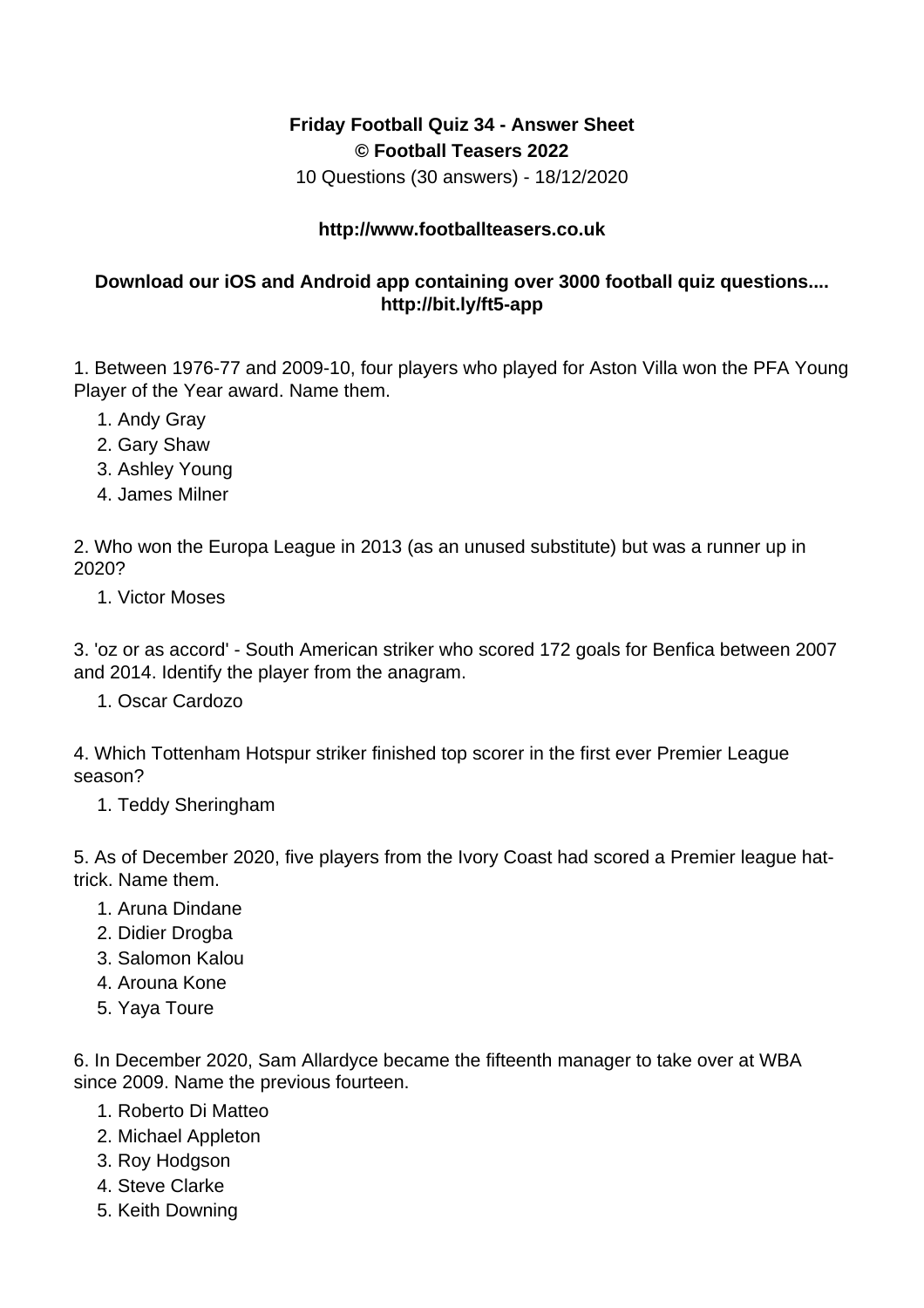**Friday Football Quiz 34 - Answer Sheet**
**© Football Teasers 2022**
10 Questions (30 answers) - 18/12/2020

**http://www.footballteasers.co.uk**

**Download our iOS and Android app containing over 3000 football quiz questions.... http://bit.ly/ft5-app**

1. Between 1976-77 and 2009-10, four players who played for Aston Villa won the PFA Young Player of the Year award. Name them.

   1. Andy Gray
   2. Gary Shaw
   3. Ashley Young
   4. James Milner

2. Who won the Europa League in 2013 (as an unused substitute) but was a runner up in 2020?

   1. Victor Moses

3. 'oz or as accord' - South American striker who scored 172 goals for Benfica between 2007 and 2014. Identify the player from the anagram.

   1. Oscar Cardozo

4. Which Tottenham Hotspur striker finished top scorer in the first ever Premier League season?

   1. Teddy Sheringham

5. As of December 2020, five players from the Ivory Coast had scored a Premier league hat-trick. Name them.

   1. Aruna Dindane
   2. Didier Drogba
   3. Salomon Kalou
   4. Arouna Kone
   5. Yaya Toure

6. In December 2020, Sam Allardyce became the fifteenth manager to take over at WBA since 2009. Name the previous fourteen.

   1. Roberto Di Matteo
   2. Michael Appleton
   3. Roy Hodgson
   4. Steve Clarke
   5. Keith Downing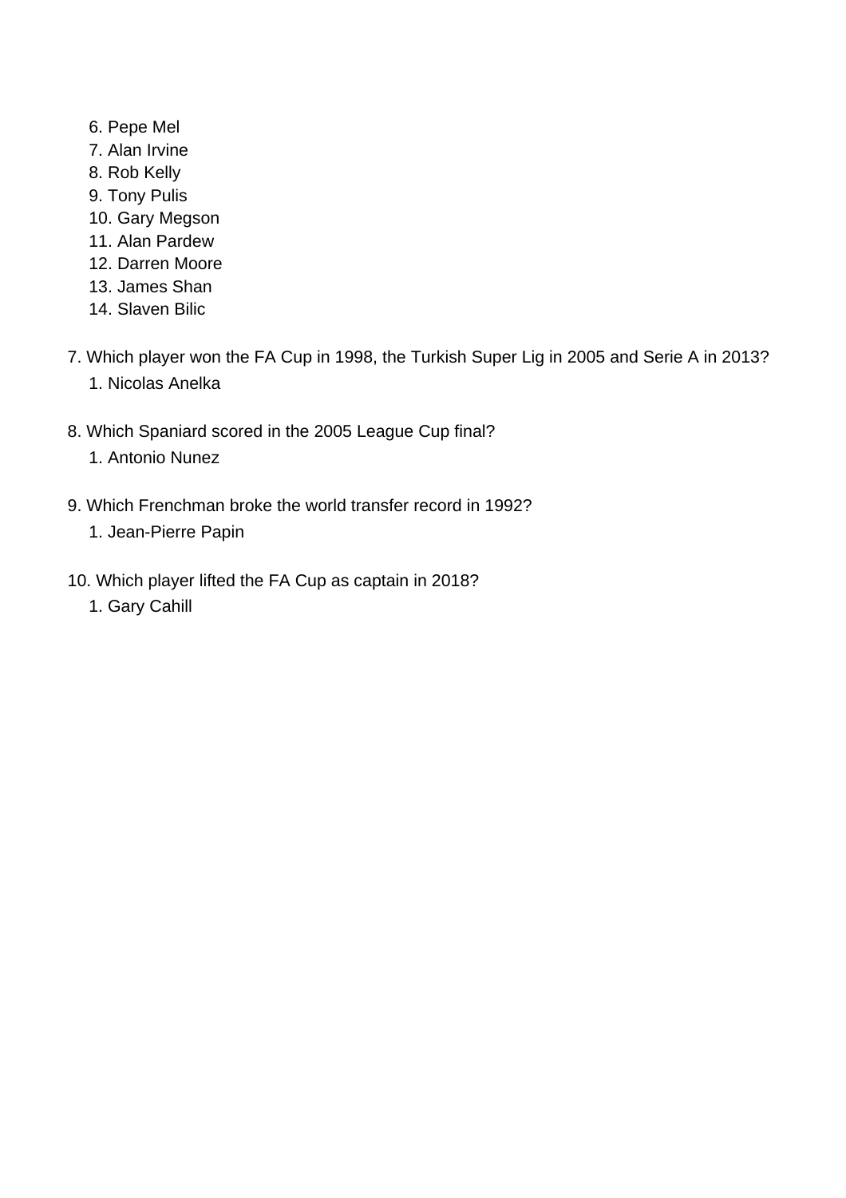6. Pepe Mel
7. Alan Irvine
8. Rob Kelly
9. Tony Pulis
10. Gary Megson
11. Alan Pardew
12. Darren Moore
13. James Shan
14. Slaven Bilic

7. Which player won the FA Cup in 1998, the Turkish Super Lig in 2005 and Serie A in 2013?
    1. Nicolas Anelka

8. Which Spaniard scored in the 2005 League Cup final?
    1. Antonio Nunez

9. Which Frenchman broke the world transfer record in 1992?
    1. Jean-Pierre Papin

10. Which player lifted the FA Cup as captain in 2018?
    1. Gary Cahill